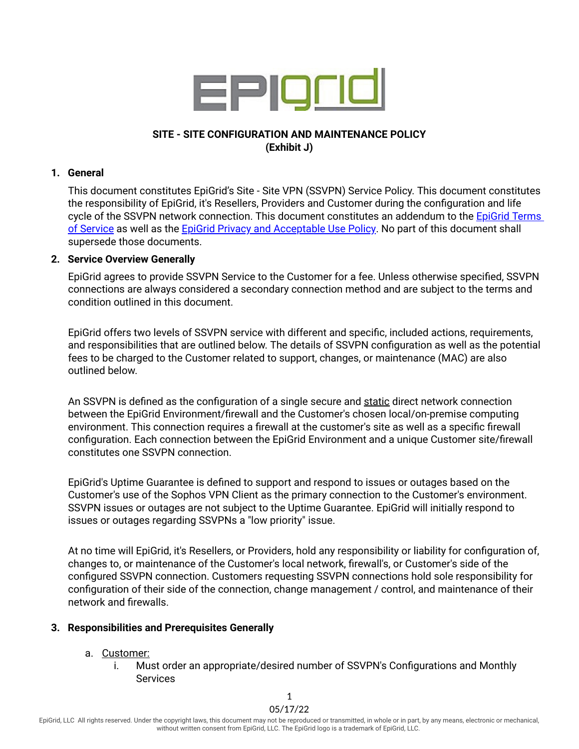# SITE - SITE CONFIGURATION AND MAINTENANCE POLICY
**(Exhibit J)**

## 1. General

This document constitutes EpiGrid's Site - Site VPN (SSVPN) Service Policy. This document constitutes the responsibility of EpiGrid, it's Resellers, Providers and Customer during the configuration and life cycle of the SSVPN network connection. This document constitutes an addendum to the [EpiGrid Terms of Service](#) as well as the [EpiGrid Privacy and Acceptable Use Policy](#). No part of this document shall supersede those documents.

## 2. Service Overview Generally

EpiGrid agrees to provide SSVPN Service to the Customer for a fee. Unless otherwise specified, SSVPN connections are always considered a secondary connection method and are subject to the terms and condition outlined in this document.

EpiGrid offers two levels of SSVPN service with different and specific, included actions, requirements, and responsibilities that are outlined below. The details of SSVPN configuration as well as the potential fees to be charged to the Customer related to support, changes, or maintenance (MAC) are also outlined below.

An SSVPN is defined as the configuration of a single secure and <u>static</u> direct network connection between the EpiGrid Environment/firewall and the Customer's chosen local/on-premise computing environment. This connection requires a firewall at the customer's site as well as a specific firewall configuration. Each connection between the EpiGrid Environment and a unique Customer site/firewall constitutes one SSVPN connection.

EpiGrid's Uptime Guarantee is defined to support and respond to issues or outages based on the Customer's use of the Sophos VPN Client as the primary connection to the Customer's environment. SSVPN issues or outages are not subject to the Uptime Guarantee. EpiGrid will initially respond to issues or outages regarding SSVPNs a "low priority" issue.

At no time will EpiGrid, it's Resellers, or Providers, hold any responsibility or liability for configuration of, changes to, or maintenance of the Customer's local network, firewall's, or Customer's side of the configured SSVPN connection. Customers requesting SSVPN connections hold sole responsibility for configuration of their side of the connection, change management / control, and maintenance of their network and firewalls.

## 3. Responsibilities and Prerequisites Generally

a. <u>Customer:</u>
   i. Must order an appropriate/desired number of SSVPN's Configurations and Monthly Services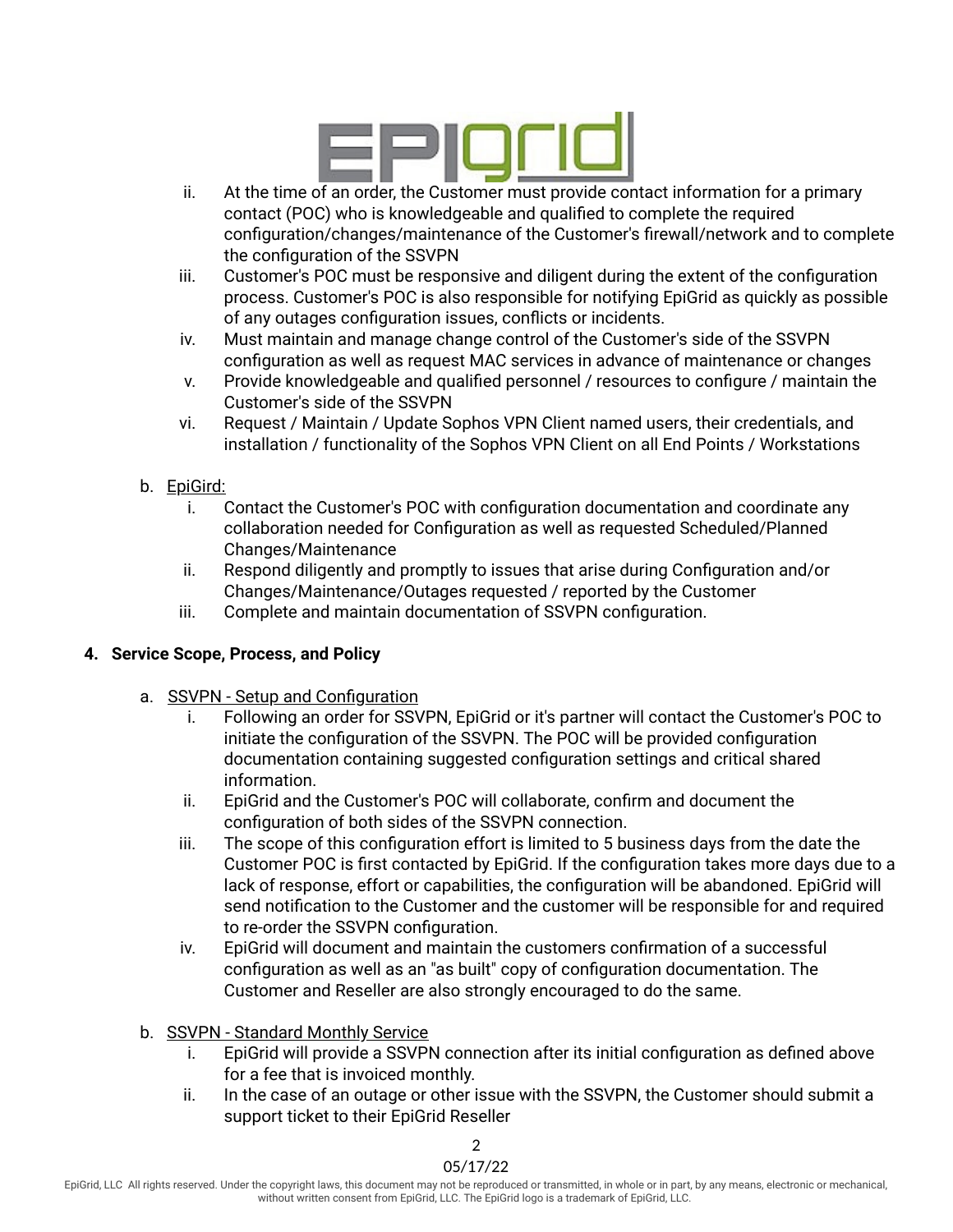ii. At the time of an order, the Customer must provide contact information for a primary contact (POC) who is knowledgeable and qualified to complete the required configuration/changes/maintenance of the Customer's firewall/network and to complete the configuration of the SSVPN
   iii. Customer's POC must be responsive and diligent during the extent of the configuration process. Customer's POC is also responsible for notifying EpiGrid as quickly as possible of any outages configuration issues, conflicts or incidents.
   iv. Must maintain and manage change control of the Customer's side of the SSVPN configuration as well as request MAC services in advance of maintenance or changes
   v. Provide knowledgeable and qualified personnel / resources to configure / maintain the Customer's side of the SSVPN
   vi. Request / Maintain / Update Sophos VPN Client named users, their credentials, and installation / functionality of the Sophos VPN Client on all End Points / Workstations

b. EpiGird:
   i. Contact the Customer's POC with configuration documentation and coordinate any collaboration needed for Configuration as well as requested Scheduled/Planned Changes/Maintenance
   ii. Respond diligently and promptly to issues that arise during Configuration and/or Changes/Maintenance/Outages requested / reported by the Customer
   iii. Complete and maintain documentation of SSVPN configuration.

## 4. Service Scope, Process, and Policy

a. SSVPN - Setup and Configuration
   i. Following an order for SSVPN, EpiGrid or it's partner will contact the Customer's POC to initiate the configuration of the SSVPN. The POC will be provided configuration documentation containing suggested configuration settings and critical shared information.
   ii. EpiGrid and the Customer's POC will collaborate, confirm and document the configuration of both sides of the SSVPN connection.
   iii. The scope of this configuration effort is limited to 5 business days from the date the Customer POC is first contacted by EpiGrid. If the configuration takes more days due to a lack of response, effort or capabilities, the configuration will be abandoned. EpiGrid will send notification to the Customer and the customer will be responsible for and required to re-order the SSVPN configuration.
   iv. EpiGrid will document and maintain the customers confirmation of a successful configuration as well as an "as built" copy of configuration documentation. The Customer and Reseller are also strongly encouraged to do the same.

b. SSVPN - Standard Monthly Service
   i. EpiGrid will provide a SSVPN connection after its initial configuration as defined above for a fee that is invoiced monthly.
   ii. In the case of an outage or other issue with the SSVPN, the Customer should submit a support ticket to their EpiGrid Reseller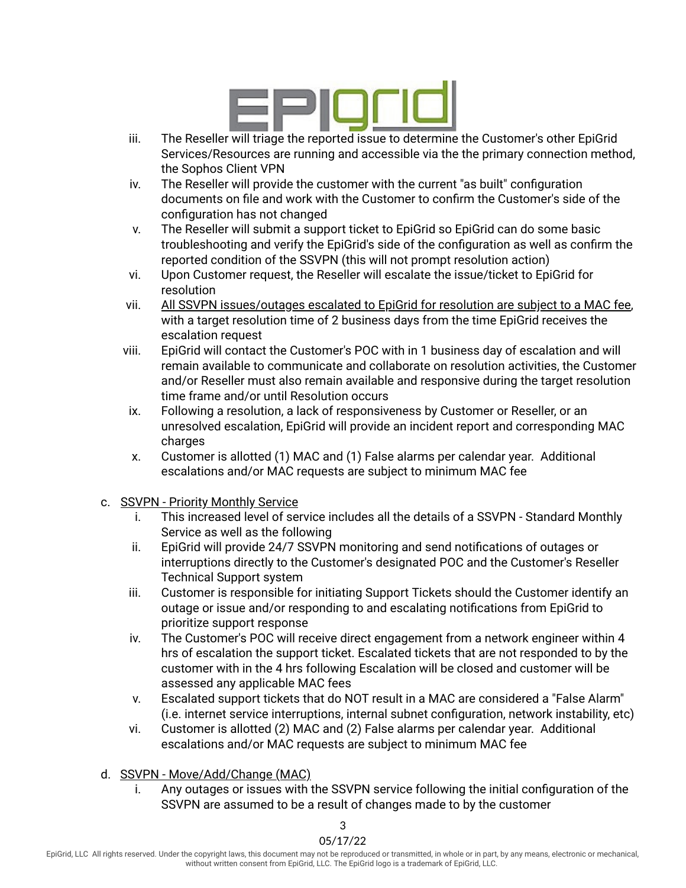iii. The Reseller will triage the reported issue to determine the Customer's other EpiGrid Services/Resources are running and accessible via the the primary connection method, the Sophos Client VPN

iv. The Reseller will provide the customer with the current "as built" configuration documents on file and work with the Customer to confirm the Customer's side of the configuration has not changed

v. The Reseller will submit a support ticket to EpiGrid so EpiGrid can do some basic troubleshooting and verify the EpiGrid's side of the configuration as well as confirm the reported condition of the SSVPN (this will not prompt resolution action)

vi. Upon Customer request, the Reseller will escalate the issue/ticket to EpiGrid for resolution

vii. <u>All SSVPN issues/outages escalated to EpiGrid for resolution are subject to a MAC fee</u>, with a target resolution time of 2 business days from the time EpiGrid receives the escalation request

viii. EpiGrid will contact the Customer's POC with in 1 business day of escalation and will remain available to communicate and collaborate on resolution activities, the Customer and/or Reseller must also remain available and responsive during the target resolution time frame and/or until Resolution occurs

ix. Following a resolution, a lack of responsiveness by Customer or Reseller, or an unresolved escalation, EpiGrid will provide an incident report and corresponding MAC charges

x. Customer is allotted (1) MAC and (1) False alarms per calendar year. Additional escalations and/or MAC requests are subject to minimum MAC fee

c. <u>SSVPN - Priority Monthly Service</u>

i. This increased level of service includes all the details of a SSVPN - Standard Monthly Service as well as the following

ii. EpiGrid will provide 24/7 SSVPN monitoring and send notifications of outages or interruptions directly to the Customer's designated POC and the Customer's Reseller Technical Support system

iii. Customer is responsible for initiating Support Tickets should the Customer identify an outage or issue and/or responding to and escalating notifications from EpiGrid to prioritize support response

iv. The Customer's POC will receive direct engagement from a network engineer within 4 hrs of escalation the support ticket. Escalated tickets that are not responded to by the customer with in the 4 hrs following Escalation will be closed and customer will be assessed any applicable MAC fees

v. Escalated support tickets that do NOT result in a MAC are considered a "False Alarm" (i.e. internet service interruptions, internal subnet configuration, network instability, etc)

vi. Customer is allotted (2) MAC and (2) False alarms per calendar year. Additional escalations and/or MAC requests are subject to minimum MAC fee

d. <u>SSVPN - Move/Add/Change (MAC)</u>

i. Any outages or issues with the SSVPN service following the initial configuration of the SSVPN are assumed to be a result of changes made to by the customer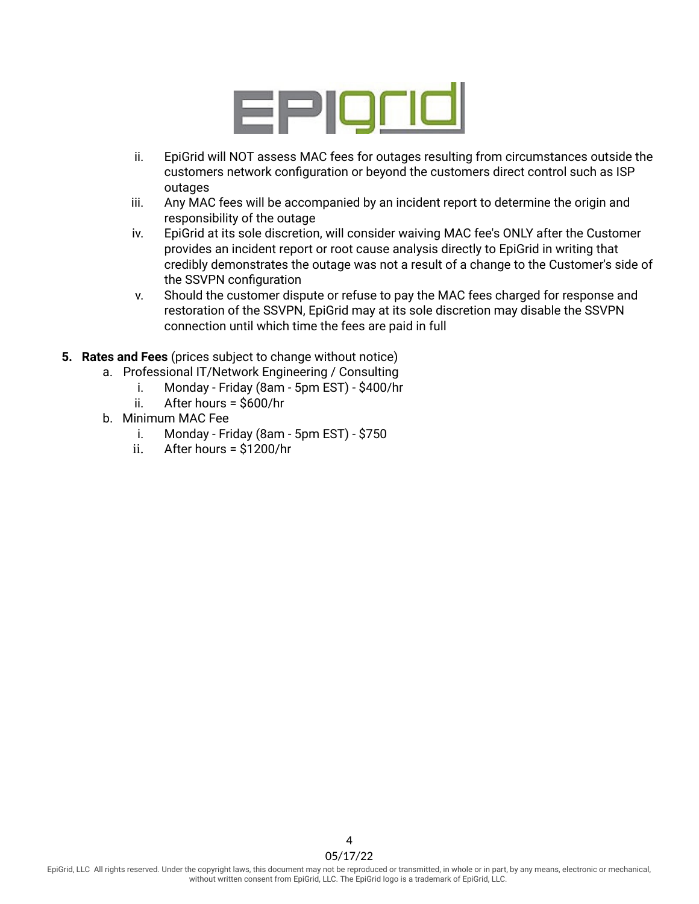ii. EpiGrid will NOT assess MAC fees for outages resulting from circumstances outside the customers network configuration or beyond the customers direct control such as ISP outages
   iii. Any MAC fees will be accompanied by an incident report to determine the origin and responsibility of the outage
   iv. EpiGrid at its sole discretion, will consider waiving MAC fee's ONLY after the Customer provides an incident report or root cause analysis directly to EpiGrid in writing that credibly demonstrates the outage was not a result of a change to the Customer's side of the SSVPN configuration
   v. Should the customer dispute or refuse to pay the MAC fees charged for response and restoration of the SSVPN, EpiGrid may at its sole discretion may disable the SSVPN connection until which time the fees are paid in full

5. **Rates and Fees** (prices subject to change without notice)
   a. Professional IT/Network Engineering / Consulting
      i. Monday - Friday (8am - 5pm EST) - $400/hr
      ii. After hours = $600/hr
   b. Minimum MAC Fee
      i. Monday - Friday (8am - 5pm EST) - $750
      ii. After hours = $1200/hr

05/17/22

EpiGrid, LLC All rights reserved. Under the copyright laws, this document may not be reproduced or transmitted, in whole or in part, by any means, electronic or mechanical, without written consent from EpiGrid, LLC. The EpiGrid logo is a trademark of EpiGrid, LLC.